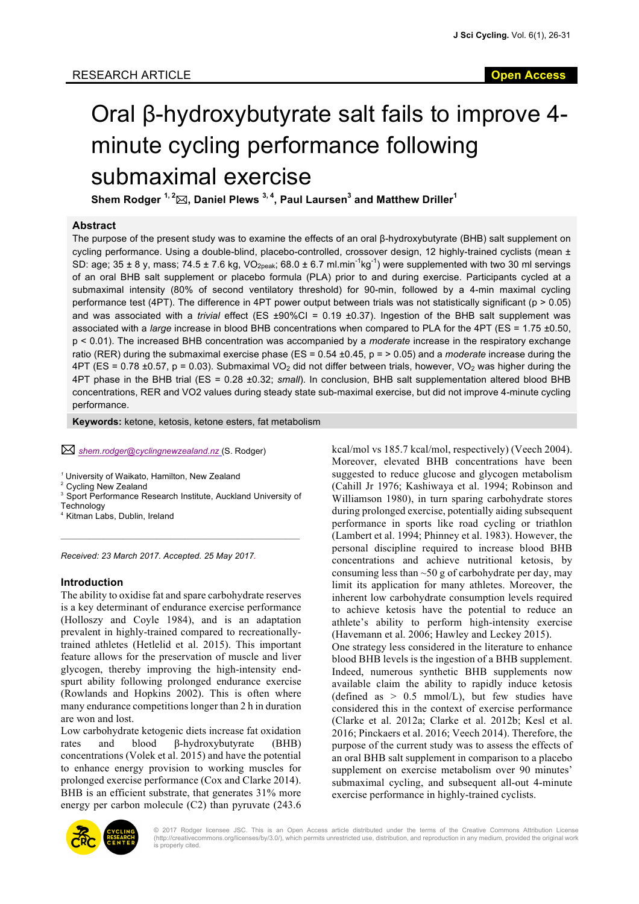RESEARCH ARTICLE

Open Access

# Oral β-hydroxybutyrate salt fails to improve 4-minute cycling performance following submaximal exercise

**Shem Rodger [1,2] ✉, Daniel Plews [3,4], Paul Laursen [3] and Matthew Driller [1]**

## Abstract

The purpose of the present study was to examine the effects of an oral β-hydroxybutyrate (BHB) salt supplement on cycling performance. Using a double-blind, placebo-controlled, crossover design, 12 highly-trained cyclists (mean ± SD: age; 35 ± 8 y, mass; 74.5 ± 7.6 kg, $VO_{2peak}$; 68.0 ± 6.7 ml.min$^{-1}$kg$^{-1}$) were supplemented with two 30 ml servings of an oral BHB salt supplement or placebo formula (PLA) prior to and during exercise. Participants cycled at a submaximal intensity (80% of second ventilatory threshold) for 90-min, followed by a 4-min maximal cycling performance test (4PT). The difference in 4PT power output between trials was not statistically significant ($p > 0.05$) and was associated with a *trivial* effect (ES ±90%CI = 0.19 ±0.37). Ingestion of the BHB salt supplement was associated with a *large* increase in blood BHB concentrations when compared to PLA for the 4PT (ES = 1.75 ±0.50, $p < 0.01$). The increased BHB concentration was accompanied by a *moderate* increase in the respiratory exchange ratio (RER) during the submaximal exercise phase (ES = 0.54 ±0.45, p = > 0.05) and a *moderate* increase during the 4PT (ES = 0.78 ±0.57, $p = 0.03$). Submaximal $VO_2$ did not differ between trials, however, $VO_2$ was higher during the 4PT phase in the BHB trial (ES = 0.28 ±0.32; *small*). In conclusion, BHB salt supplementation altered blood BHB concentrations, RER and VO2 values during steady state sub-maximal exercise, but did not improve 4-minute cycling performance.

**Keywords:** ketone, ketosis, ketone esters, fat metabolism

✉ shem.rodger@cyclingnewzealand.nz (S. Rodger)

[1] University of Waikato, Hamilton, New Zealand
[2] Cycling New Zealand
[3] Sport Performance Research Institute, Auckland University of Technology
[4] Kitman Labs, Dublin, Ireland

*Received: 23 March 2017. Accepted. 25 May 2017.*

## Introduction

The ability to oxidise fat and spare carbohydrate reserves is a key determinant of endurance exercise performance (Holloszy and Coyle 1984), and is an adaptation prevalent in highly-trained compared to recreationally-trained athletes (Hetlelid et al. 2015). This important feature allows for the preservation of muscle and liver glycogen, thereby improving the high-intensity end-spurt ability following prolonged endurance exercise (Rowlands and Hopkins 2002). This is often when many endurance competitions longer than 2 h in duration are won and lost.

Low carbohydrate ketogenic diets increase fat oxidation rates and blood β-hydroxybutyrate (BHB) concentrations (Volek et al. 2015) and have the potential to enhance energy provision to working muscles for prolonged exercise performance (Cox and Clarke 2014). BHB is an efficient substrate, that generates 31% more energy per carbon molecule (C2) than pyruvate (243.6 kcal/mol vs 185.7 kcal/mol, respectively) (Veech 2004). Moreover, elevated BHB concentrations have been suggested to reduce glucose and glycogen metabolism (Cahill Jr 1976; Kashiwaya et al. 1994; Robinson and Williamson 1980), in turn sparing carbohydrate stores during prolonged exercise, potentially aiding subsequent performance in sports like road cycling or triathlon (Lambert et al. 1994; Phinney et al. 1983). However, the personal discipline required to increase blood BHB concentrations and achieve nutritional ketosis, by consuming less than ~50 g of carbohydrate per day, may limit its application for many athletes. Moreover, the inherent low carbohydrate consumption levels required to achieve ketosis have the potential to reduce an athlete's ability to perform high-intensity exercise (Havemann et al. 2006; Hawley and Leckey 2015).

One strategy less considered in the literature to enhance blood BHB levels is the ingestion of a BHB supplement. Indeed, numerous synthetic BHB supplements now available claim the ability to rapidly induce ketosis (defined as > 0.5 mmol/L), but few studies have considered this in the context of exercise performance (Clarke et al. 2012a; Clarke et al. 2012b; Kesl et al. 2016; Pinckaers et al. 2016; Veech 2014). Therefore, the purpose of the current study was to assess the effects of an oral BHB salt supplement in comparison to a placebo supplement on exercise metabolism over 90 minutes' submaximal cycling, and subsequent all-out 4-minute exercise performance in highly-trained cyclists.

© 2017 Rodger licensee JSC. This is an Open Access article distributed under the terms of the Creative Commons Attribution License (http://creativecommons.org/licenses/by/3.0/), which permits unrestricted use, distribution, and reproduction in any medium, provided the original work is properly cited.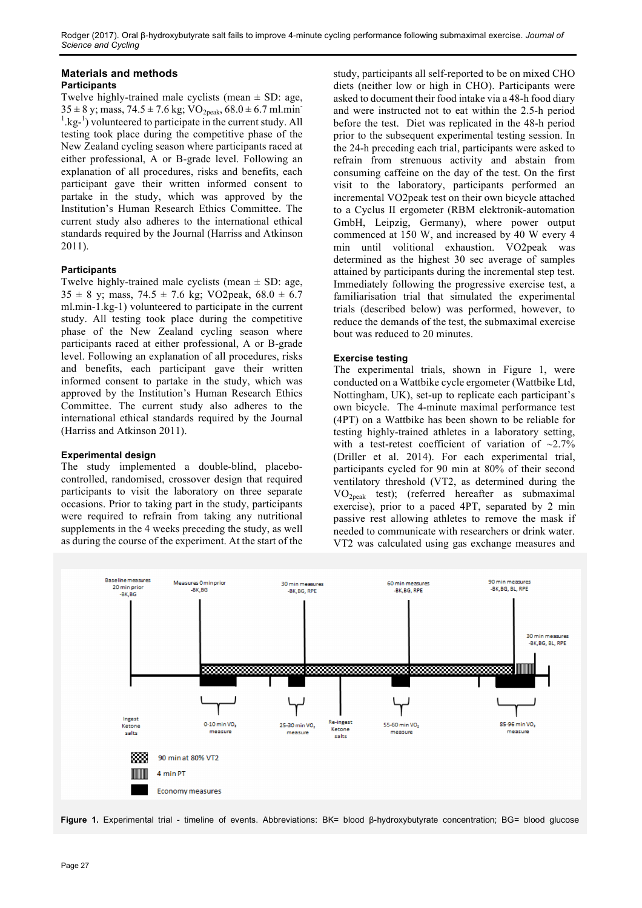## Materials and methods

### Participants

Twelve highly-trained male cyclists (mean ± SD: age, 35 ± 8 y; mass, 74.5 ± 7.6 kg; $VO_{2peak}$, 68.0 ± 6.7 ml.min$^{-1}$.kg$^{-1}$) volunteered to participate in the current study. All testing took place during the competitive phase of the New Zealand cycling season where participants raced at either professional, A or B-grade level. Following an explanation of all procedures, risks and benefits, each participant gave their written informed consent to partake in the study, which was approved by the Institution's Human Research Ethics Committee. The current study also adheres to the international ethical standards required by the Journal (Harriss and Atkinson 2011).

### Participants

Twelve highly-trained male cyclists (mean ± SD: age, 35 ± 8 y; mass, 74.5 ± 7.6 kg; VO2peak, 68.0 ± 6.7 ml.min-1.kg-1) volunteered to participate in the current study. All testing took place during the competitive phase of the New Zealand cycling season where participants raced at either professional, A or B-grade level. Following an explanation of all procedures, risks and benefits, each participant gave their written informed consent to partake in the study, which was approved by the Institution's Human Research Ethics Committee. The current study also adheres to the international ethical standards required by the Journal (Harriss and Atkinson 2011).

### Experimental design

The study implemented a double-blind, placebo-controlled, randomised, crossover design that required participants to visit the laboratory on three separate occasions. Prior to taking part in the study, participants were required to refrain from taking any nutritional supplements in the 4 weeks preceding the study, as well as during the course of the experiment. At the start of the study, participants all self-reported to be on mixed CHO diets (neither low or high in CHO). Participants were asked to document their food intake via a 48-h food diary and were instructed not to eat within the 2.5-h period before the test. Diet was replicated in the 48-h period prior to the subsequent experimental testing session. In the 24-h preceding each trial, participants were asked to refrain from strenuous activity and abstain from consuming caffeine on the day of the test. On the first visit to the laboratory, participants performed an incremental VO2peak test on their own bicycle attached to a Cyclus II ergometer (RBM elektronik-automation GmbH, Leipzig, Germany), where power output commenced at 150 W, and increased by 40 W every 4 min until volitional exhaustion. VO2peak was determined as the highest 30 sec average of samples attained by participants during the incremental step test. Immediately following the progressive exercise test, a familiarisation trial that simulated the experimental trials (described below) was performed, however, to reduce the demands of the test, the submaximal exercise bout was reduced to 20 minutes.

### Exercise testing

The experimental trials, shown in Figure 1, were conducted on a Wattbike cycle ergometer (Wattbike Ltd, Nottingham, UK), set-up to replicate each participant's own bicycle. The 4-minute maximal performance test (4PT) on a Wattbike has been shown to be reliable for testing highly-trained athletes in a laboratory setting, with a test-retest coefficient of variation of ~2.7% (Driller et al. 2014). For each experimental trial, participants cycled for 90 min at 80% of their second ventilatory threshold (VT2, as determined during the $VO_{2peak}$ test); (referred hereafter as submaximal exercise), prior to a paced 4PT, separated by 2 min passive rest allowing athletes to remove the mask if needed to communicate with researchers or drink water. VT2 was calculated using gas exchange measures and

**Figure 1.** Experimental trial - timeline of events. Abbreviations: BK= blood β-hydroxybutyrate concentration; BG= blood glucose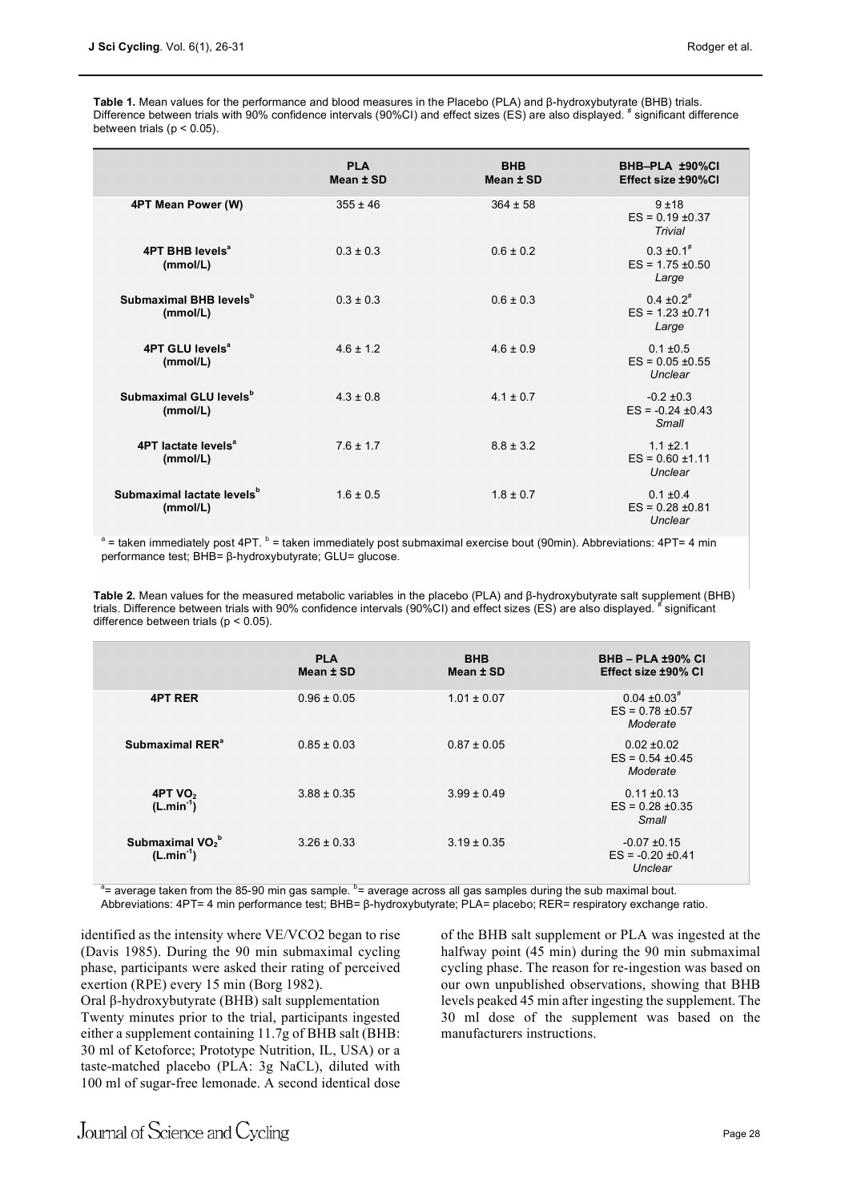**Table 1.** Mean values for the performance and blood measures in the Placebo (PLA) and β-hydroxybutyrate (BHB) trials. Difference between trials with 90% confidence intervals (90%CI) and effect sizes (ES) are also displayed. # significant difference between trials ($p < 0.05$).

| | PLA Mean ± SD | BHB Mean ± SD | BHB–PLA ±90%CI Effect size ±90%CI |
|---|---|---|---|
| 4PT Mean Power (W) | 355 ± 46 | 364 ± 58 | 9 ±18 ES = 0.19 ±0.37 *Trivial* |
| 4PT BHB levels[a] (mmol/L) | 0.3 ± 0.3 | 0.6 ± 0.2 | 0.3 ±0.1# ES = 1.75 ±0.50 *Large* |
| Submaximal BHB levels[b] (mmol/L) | 0.3 ± 0.3 | 0.6 ± 0.3 | 0.4 ±0.2# ES = 1.23 ±0.71 *Large* |
| 4PT GLU levels[a] (mmol/L) | 4.6 ± 1.2 | 4.6 ± 0.9 | 0.1 ±0.5 ES = 0.05 ±0.55 *Unclear* |
| Submaximal GLU levels[b] (mmol/L) | 4.3 ± 0.8 | 4.1 ± 0.7 | -0.2 ±0.3 ES = -0.24 ±0.43 *Small* |
| 4PT lactate levels[a] (mmol/L) | 7.6 ± 1.7 | 8.8 ± 3.2 | 1.1 ±2.1 ES = 0.60 ±1.11 *Unclear* |
| Submaximal lactate levels[b] (mmol/L) | 1.6 ± 0.5 | 1.8 ± 0.7 | 0.1 ±0.4 ES = 0.28 ±0.81 *Unclear* |

[a] = taken immediately post 4PT. [b] = taken immediately post submaximal exercise bout (90min). Abbreviations: 4PT= 4 min performance test; BHB= β-hydroxybutyrate; GLU= glucose.

**Table 2.** Mean values for the measured metabolic variables in the placebo (PLA) and β-hydroxybutyrate salt supplement (BHB) trials. Difference between trials with 90% confidence intervals (90%CI) and effect sizes (ES) are also displayed. # significant difference between trials ($p < 0.05$).

| | PLA Mean ± SD | BHB Mean ± SD | BHB – PLA ±90% CI Effect size ±90% CI |
|---|---|---|---|
| 4PT RER | 0.96 ± 0.05 | 1.01 ± 0.07 | 0.04 ±0.03# ES = 0.78 ±0.57 *Moderate* |
| Submaximal RER[a] | 0.85 ± 0.03 | 0.87 ± 0.05 | 0.02 ±0.02 ES = 0.54 ±0.45 *Moderate* |
| 4PT $VO_2$ ($L.min^{-1}$) | 3.88 ± 0.35 | 3.99 ± 0.49 | 0.11 ±0.13 ES = 0.28 ±0.35 *Small* |
| Submaximal $VO_2$[b] ($L.min^{-1}$) | 3.26 ± 0.33 | 3.19 ± 0.35 | -0.07 ±0.15 ES = -0.20 ±0.41 *Unclear* |

[a]= average taken from the 85-90 min gas sample. [b]= average across all gas samples during the sub maximal bout. Abbreviations: 4PT= 4 min performance test; BHB= β-hydroxybutyrate; PLA= placebo; RER= respiratory exchange ratio.

identified as the intensity where VE/VCO2 began to rise (Davis 1985). During the 90 min submaximal cycling phase, participants were asked their rating of perceived exertion (RPE) every 15 min (Borg 1982).

Oral β-hydroxybutyrate (BHB) salt supplementation

Twenty minutes prior to the trial, participants ingested either a supplement containing 11.7g of BHB salt (BHB: 30 ml of Ketoforce; Prototype Nutrition, IL, USA) or a taste-matched placebo (PLA: 3g NaCL), diluted with 100 ml of sugar-free lemonade. A second identical dose of the BHB salt supplement or PLA was ingested at the halfway point (45 min) during the 90 min submaximal cycling phase. The reason for re-ingestion was based on our own unpublished observations, showing that BHB levels peaked 45 min after ingesting the supplement. The 30 ml dose of the supplement was based on the manufacturers instructions.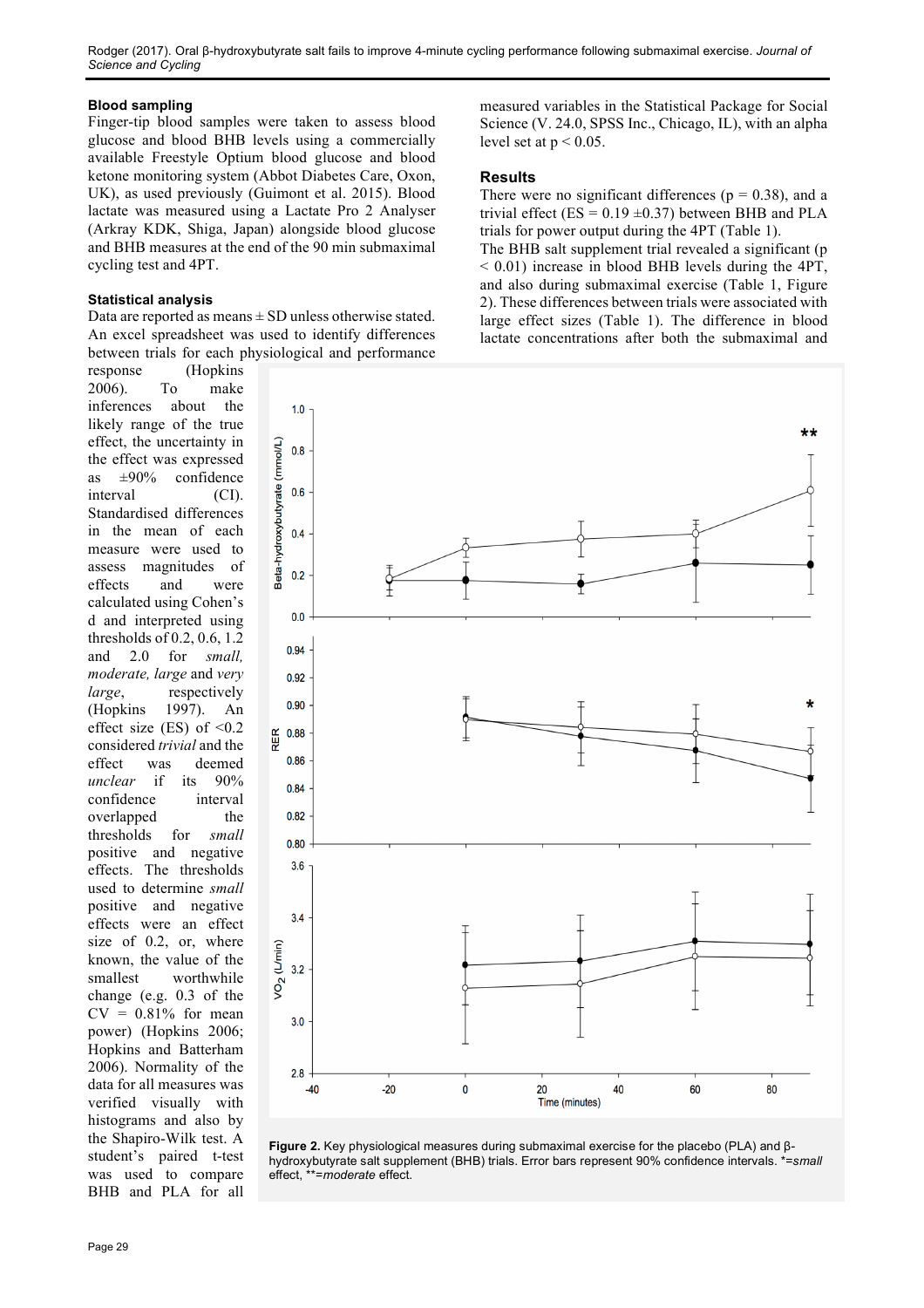### Blood sampling

Finger-tip blood samples were taken to assess blood glucose and blood BHB levels using a commercially available Freestyle Optium blood glucose and blood ketone monitoring system (Abbot Diabetes Care, Oxon, UK), as used previously (Guimont et al. 2015). Blood lactate was measured using a Lactate Pro 2 Analyser (Arkray KDK, Shiga, Japan) alongside blood glucose and BHB measures at the end of the 90 min submaximal cycling test and 4PT.

### Statistical analysis

Data are reported as means ± SD unless otherwise stated. An excel spreadsheet was used to identify differences between trials for each physiological and performance response (Hopkins 2006). To make inferences about the likely range of the true effect, the uncertainty in the effect was expressed as ±90% confidence interval (CI). Standardised differences in the mean of each measure were used to assess magnitudes of effects and were calculated using Cohen's d and interpreted using thresholds of 0.2, 0.6, 1.2 and 2.0 for *small, moderate, large* and *very large*, respectively (Hopkins 1997). An effect size (ES) of <0.2 considered *trivial* and the effect was deemed *unclear* if its 90% confidence interval overlapped the thresholds for *small* positive and negative effects. The thresholds used to determine *small* positive and negative effects were an effect size of 0.2, or, where known, the value of the smallest worthwhile change (e.g. 0.3 of the CV = 0.81% for mean power) (Hopkins 2006; Hopkins and Batterham 2006). Normality of the data for all measures was verified visually with histograms and also by the Shapiro-Wilk test. A student's paired t-test was used to compare BHB and PLA for all measured variables in the Statistical Package for Social Science (V. 24.0, SPSS Inc., Chicago, IL), with an alpha level set at $p < 0.05$.

### Results

There were no significant differences ($p = 0.38$), and a trivial effect (ES = 0.19 ±0.37) between BHB and PLA trials for power output during the 4PT (Table 1).

The BHB salt supplement trial revealed a significant ($p < 0.01$) increase in blood BHB levels during the 4PT, and also during submaximal exercise (Table 1, Figure 2). These differences between trials were associated with large effect sizes (Table 1). The difference in blood lactate concentrations after both the submaximal and

**Figure 2.** Key physiological measures during submaximal exercise for the placebo (PLA) and β-hydroxybutyrate salt supplement (BHB) trials. Error bars represent 90% confidence intervals. *=*small* effect, **=*moderate* effect.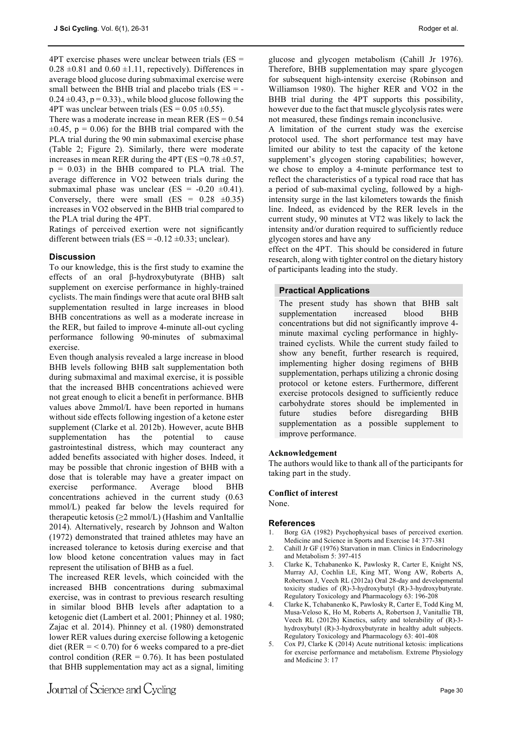4PT exercise phases were unclear between trials (ES = $0.28 \pm 0.81$ and $0.60 \pm 1.11$, repectively). Differences in average blood glucose during submaximal exercise were small between the BHB trial and placebo trials (ES = $-0.24 \pm 0.43$, $p = 0.33$)., while blood glucose following the 4PT was unclear between trials (ES = $0.05 \pm 0.55$).

There was a moderate increase in mean RER (ES = 0.54 $\pm 0.45$, $p = 0.06$) for the BHB trial compared with the PLA trial during the 90 min submaximal exercise phase (Table 2; Figure 2). Similarly, there were moderate increases in mean RER during the 4PT (ES =$0.78 \pm 0.57$, $p = 0.03$) in the BHB compared to PLA trial. The average difference in VO2 between trials during the submaximal phase was unclear (ES = $-0.20 \pm 0.41$). Conversely, there were small (ES = $0.28 \pm 0.35$) increases in VO2 observed in the BHB trial compared to the PLA trial during the 4PT.

Ratings of perceived exertion were not significantly different between trials (ES = $-0.12 \pm 0.33$; unclear).

## Discussion

To our knowledge, this is the first study to examine the effects of an oral β-hydroxybutyrate (BHB) salt supplement on exercise performance in highly-trained cyclists. The main findings were that acute oral BHB salt supplementation resulted in large increases in blood BHB concentrations as well as a moderate increase in the RER, but failed to improve 4-minute all-out cycling performance following 90-minutes of submaximal exercise.

Even though analysis revealed a large increase in blood BHB levels following BHB salt supplementation both during submaximal and maximal exercise, it is possible that the increased BHB concentrations achieved were not great enough to elicit a benefit in performance. BHB values above 2mmol/L have been reported in humans without side effects following ingestion of a ketone ester supplement (Clarke et al. 2012b). However, acute BHB supplementation has the potential to cause gastrointestinal distress, which may counteract any added benefits associated with higher doses. Indeed, it may be possible that chronic ingestion of BHB with a dose that is tolerable may have a greater impact on exercise performance. Average blood BHB concentrations achieved in the current study (0.63 mmol/L) peaked far below the levels required for therapeutic ketosis (≥2 mmol/L) (Hashim and VanItallie 2014). Alternatively, research by Johnson and Walton (1972) demonstrated that trained athletes may have an increased tolerance to ketosis during exercise and that low blood ketone concentration values may in fact represent the utilisation of BHB as a fuel.

The increased RER levels, which coincided with the increased BHB concentrations during submaximal exercise, was in contrast to previous research resulting in similar blood BHB levels after adaptation to a ketogenic diet (Lambert et al. 2001; Phinney et al. 1980; Zajac et al. 2014). Phinney et al. (1980) demonstrated lower RER values during exercise following a ketogenic diet (RER = < 0.70) for 6 weeks compared to a pre-diet control condition (RER = 0.76). It has been postulated that BHB supplementation may act as a signal, limiting glucose and glycogen metabolism (Cahill Jr 1976). Therefore, BHB supplementation may spare glycogen for subsequent high-intensity exercise (Robinson and Williamson 1980). The higher RER and VO2 in the BHB trial during the 4PT supports this possibility, however due to the fact that muscle glycolysis rates were not measured, these findings remain inconclusive.

A limitation of the current study was the exercise protocol used. The short performance test may have limited our ability to test the capacity of the ketone supplement's glycogen storing capabilities; however, we chose to employ a 4-minute performance test to reflect the characteristics of a typical road race that has a period of sub-maximal cycling, followed by a high-intensity surge in the last kilometers towards the finish line. Indeed, as evidenced by the RER levels in the current study, 90 minutes at VT2 was likely to lack the intensity and/or duration required to sufficiently reduce glycogen stores and have any effect on the 4PT. This should be considered in future research, along with tighter control on the dietary history of participants leading into the study.

### Practical Applications

The present study has shown that BHB salt supplementation increased blood BHB concentrations but did not significantly improve 4-minute maximal cycling performance in highly-trained cyclists. While the current study failed to show any benefit, further research is required, implementing higher dosing regimens of BHB supplementation, perhaps utilizing a chronic dosing protocol or ketone esters. Furthermore, different exercise protocols designed to sufficiently reduce carbohydrate stores should be implemented in future studies before disregarding BHB supplementation as a possible supplement to improve performance.

**Acknowledgement**

The authors would like to thank all of the participants for taking part in the study.

**Conflict of interest**

None.

## References

1. Borg GA (1982) Psychophysical bases of perceived exertion. Medicine and Science in Sports and Exercise 14: 377-381
2. Cahill Jr GF (1976) Starvation in man. Clinics in Endocrinology and Metabolism 5: 397-415
3. Clarke K, Tchabanenko K, Pawlosky R, Carter E, Knight NS, Murray AJ, Cochlin LE, King MT, Wong AW, Roberts A, Robertson J, Veech RL (2012a) Oral 28-day and developmental toxicity studies of (R)-3-hydroxybutyl (R)-3-hydroxybutyrate. Regulatory Toxicology and Pharmacology 63: 196-208
4. Clarke K, Tchabanenko K, Pawlosky R, Carter E, Todd King M, Musa-Veloso K, Ho M, Roberts A, Robertson J, Vanitallie TB, Veech RL (2012b) Kinetics, safety and tolerability of (R)-3-hydroxybutyl (R)-3-hydroxybutyrate in healthy adult subjects. Regulatory Toxicology and Pharmacology 63: 401-408
5. Cox PJ, Clarke K (2014) Acute nutritional ketosis: implications for exercise performance and metabolism. Extreme Physiology and Medicine 3: 17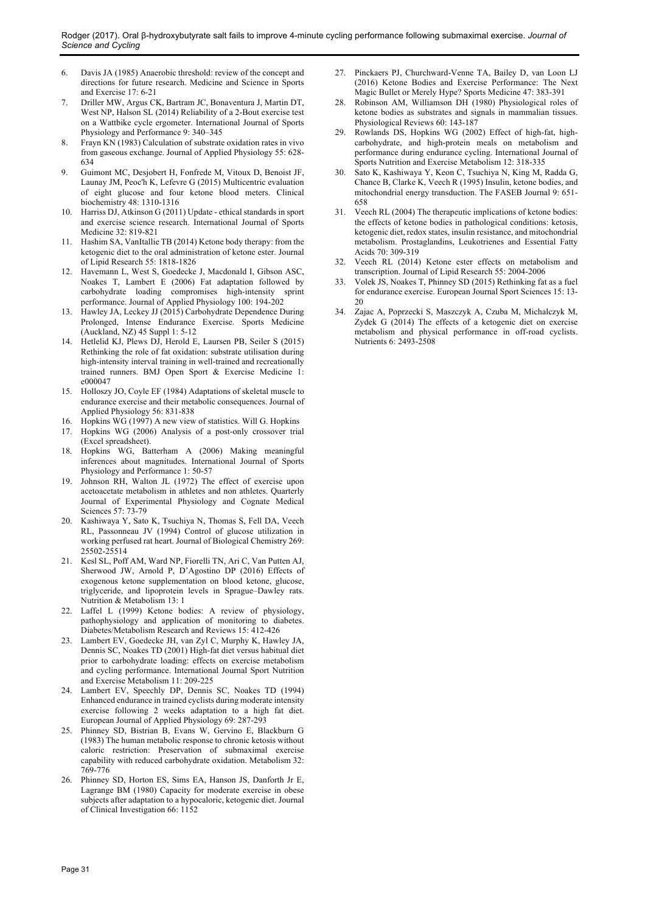6. Davis JA (1985) Anaerobic threshold: review of the concept and directions for future research. Medicine and Science in Sports and Exercise 17: 6-21
7. Driller MW, Argus CK, Bartram JC, Bonaventura J, Martin DT, West NP, Halson SL (2014) Reliability of a 2-Bout exercise test on a Wattbike cycle ergometer. International Journal of Sports Physiology and Performance 9: 340–345
8. Frayn KN (1983) Calculation of substrate oxidation rates in vivo from gaseous exchange. Journal of Applied Physiology 55: 628-634
9. Guimont MC, Desjobert H, Fonfrede M, Vitoux D, Benoist JF, Launay JM, Peoc'h K, Lefevre G (2015) Multicentric evaluation of eight glucose and four ketone blood meters. Clinical biochemistry 48: 1310-1316
10. Harriss DJ, Atkinson G (2011) Update - ethical standards in sport and exercise science research. International Journal of Sports Medicine 32: 819-821
11. Hashim SA, VanItallie TB (2014) Ketone body therapy: from the ketogenic diet to the oral administration of ketone ester. Journal of Lipid Research 55: 1818-1826
12. Havemann L, West S, Goedecke J, Macdonald I, Gibson ASC, Noakes T, Lambert E (2006) Fat adaptation followed by carbohydrate loading compromises high-intensity sprint performance. Journal of Applied Physiology 100: 194-202
13. Hawley JA, Leckey JJ (2015) Carbohydrate Dependence During Prolonged, Intense Endurance Exercise. Sports Medicine (Auckland, NZ) 45 Suppl 1: 5-12
14. Hetlelid KJ, Plews DJ, Herold E, Laursen PB, Seiler S (2015) Rethinking the role of fat oxidation: substrate utilisation during high-intensity interval training in well-trained and recreationally trained runners. BMJ Open Sport & Exercise Medicine 1: e000047
15. Holloszy JO, Coyle EF (1984) Adaptations of skeletal muscle to endurance exercise and their metabolic consequences. Journal of Applied Physiology 56: 831-838
16. Hopkins WG (1997) A new view of statistics. Will G. Hopkins
17. Hopkins WG (2006) Analysis of a post-only crossover trial (Excel spreadsheet).
18. Hopkins WG, Batterham A (2006) Making meaningful inferences about magnitudes. International Journal of Sports Physiology and Performance 1: 50-57
19. Johnson RH, Walton JL (1972) The effect of exercise upon acetoacetate metabolism in athletes and non athletes. Quarterly Journal of Experimental Physiology and Cognate Medical Sciences 57: 73-79
20. Kashiwaya Y, Sato K, Tsuchiya N, Thomas S, Fell DA, Veech RL, Passonneau JV (1994) Control of glucose utilization in working perfused rat heart. Journal of Biological Chemistry 269: 25502-25514
21. Kesl SL, Poff AM, Ward NP, Fiorelli TN, Ari C, Van Putten AJ, Sherwood JW, Arnold P, D'Agostino DP (2016) Effects of exogenous ketone supplementation on blood ketone, glucose, triglyceride, and lipoprotein levels in Sprague–Dawley rats. Nutrition & Metabolism 13: 1
22. Laffel L (1999) Ketone bodies: A review of physiology, pathophysiology and application of monitoring to diabetes. Diabetes/Metabolism Research and Reviews 15: 412-426
23. Lambert EV, Goedecke JH, van Zyl C, Murphy K, Hawley JA, Dennis SC, Noakes TD (2001) High-fat diet versus habitual diet prior to carbohydrate loading: effects on exercise metabolism and cycling performance. International Journal Sport Nutrition and Exercise Metabolism 11: 209-225
24. Lambert EV, Speechly DP, Dennis SC, Noakes TD (1994) Enhanced endurance in trained cyclists during moderate intensity exercise following 2 weeks adaptation to a high fat diet. European Journal of Applied Physiology 69: 287-293
25. Phinney SD, Bistrian B, Evans W, Gervino E, Blackburn G (1983) The human metabolic response to chronic ketosis without caloric restriction: Preservation of submaximal exercise capability with reduced carbohydrate oxidation. Metabolism 32: 769-776
26. Phinney SD, Horton ES, Sims EA, Hanson JS, Danforth Jr E, Lagrange BM (1980) Capacity for moderate exercise in obese subjects after adaptation to a hypocaloric, ketogenic diet. Journal of Clinical Investigation 66: 1152
27. Pinckaers PJ, Churchward-Venne TA, Bailey D, van Loon LJ (2016) Ketone Bodies and Exercise Performance: The Next Magic Bullet or Merely Hype? Sports Medicine 47: 383-391
28. Robinson AM, Williamson DH (1980) Physiological roles of ketone bodies as substrates and signals in mammalian tissues. Physiological Reviews 60: 143-187
29. Rowlands DS, Hopkins WG (2002) Effect of high-fat, high-carbohydrate, and high-protein meals on metabolism and performance during endurance cycling. International Journal of Sports Nutrition and Exercise Metabolism 12: 318-335
30. Sato K, Kashiwaya Y, Keon C, Tsuchiya N, King M, Radda G, Chance B, Clarke K, Veech R (1995) Insulin, ketone bodies, and mitochondrial energy transduction. The FASEB Journal 9: 651-658
31. Veech RL (2004) The therapeutic implications of ketone bodies: the effects of ketone bodies in pathological conditions: ketosis, ketogenic diet, redox states, insulin resistance, and mitochondrial metabolism. Prostaglandins, Leukotrienes and Essential Fatty Acids 70: 309-319
32. Veech RL (2014) Ketone ester effects on metabolism and transcription. Journal of Lipid Research 55: 2004-2006
33. Volek JS, Noakes T, Phinney SD (2015) Rethinking fat as a fuel for endurance exercise. European Journal Sport Sciences 15: 13-20
34. Zajac A, Poprzecki S, Maszczyk A, Czuba M, Michalczyk M, Zydek G (2014) The effects of a ketogenic diet on exercise metabolism and physical performance in off-road cyclists. Nutrients 6: 2493-2508